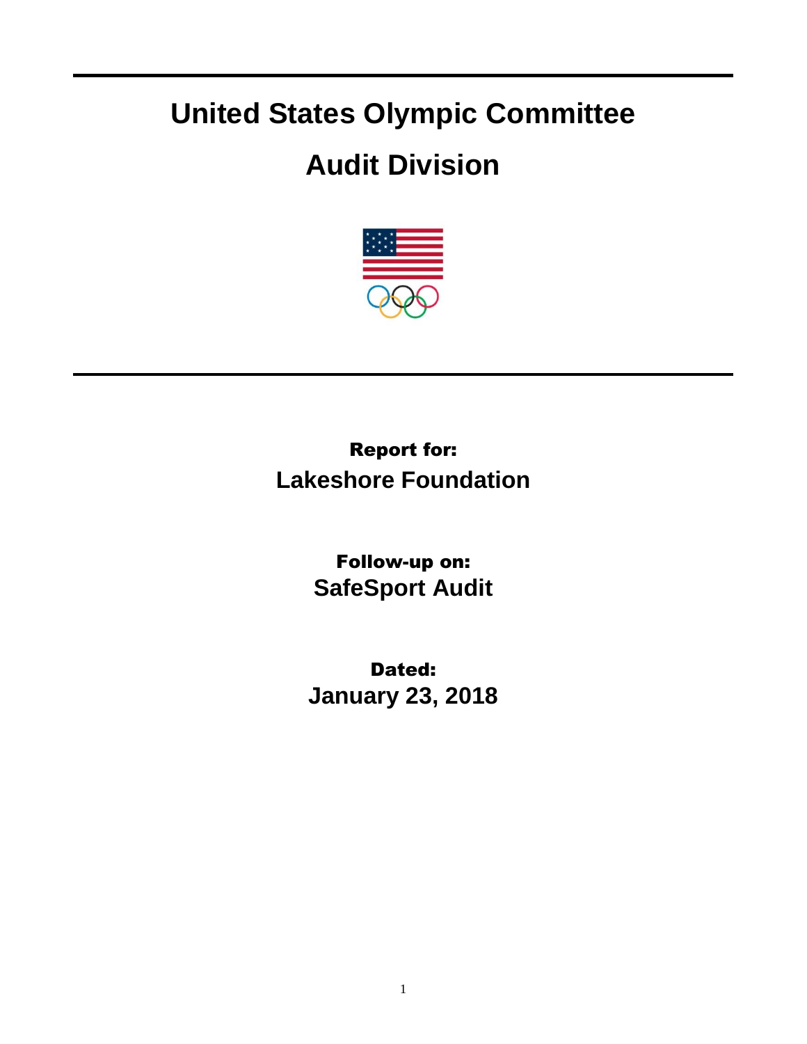# United States Olympic Committee

# Audit Division

**Report for:**

**Lakeshore Foundation**

**Follow-up on:**

**SafeSport Audit**

**Dated:**

**January 23, 2018**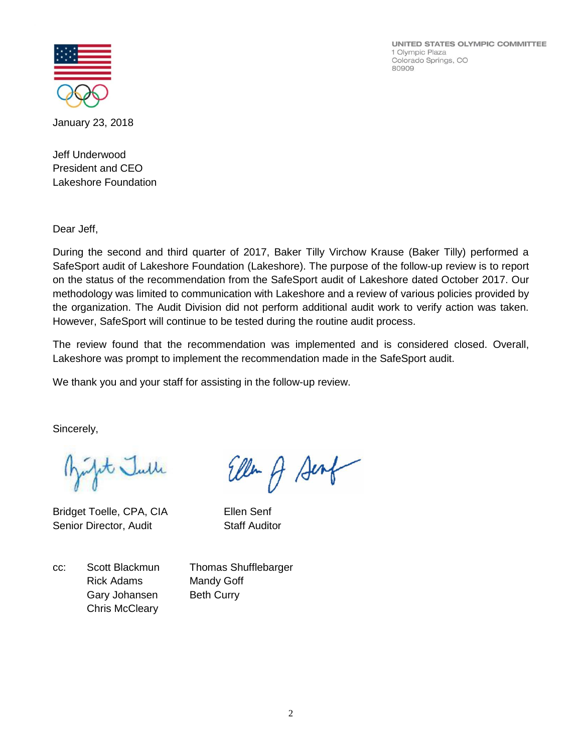UNITED STATES OLYMPIC COMMITTEE
1 Olympic Plaza
Colorado Springs, CO
80909

January 23, 2018

Jeff Underwood
President and CEO
Lakeshore Foundation

Dear Jeff,

During the second and third quarter of 2017, Baker Tilly Virchow Krause (Baker Tilly) performed a SafeSport audit of Lakeshore Foundation (Lakeshore). The purpose of the follow-up review is to report on the status of the recommendation from the SafeSport audit of Lakeshore dated October 2017. Our methodology was limited to communication with Lakeshore and a review of various policies provided by the organization. The Audit Division did not perform additional audit work to verify action was taken. However, SafeSport will continue to be tested during the routine audit process.

The review found that the recommendation was implemented and is considered closed. Overall, Lakeshore was prompt to implement the recommendation made in the SafeSport audit.

We thank you and your staff for assisting in the follow-up review.

Sincerely,

Bridget Toelle, CPA, CIA
Senior Director, Audit

Ellen Senf
Staff Auditor

cc: Scott Blackmun
Rick Adams
Gary Johansen
Chris McCleary
Thomas Shufflebarger
Mandy Goff
Beth Curry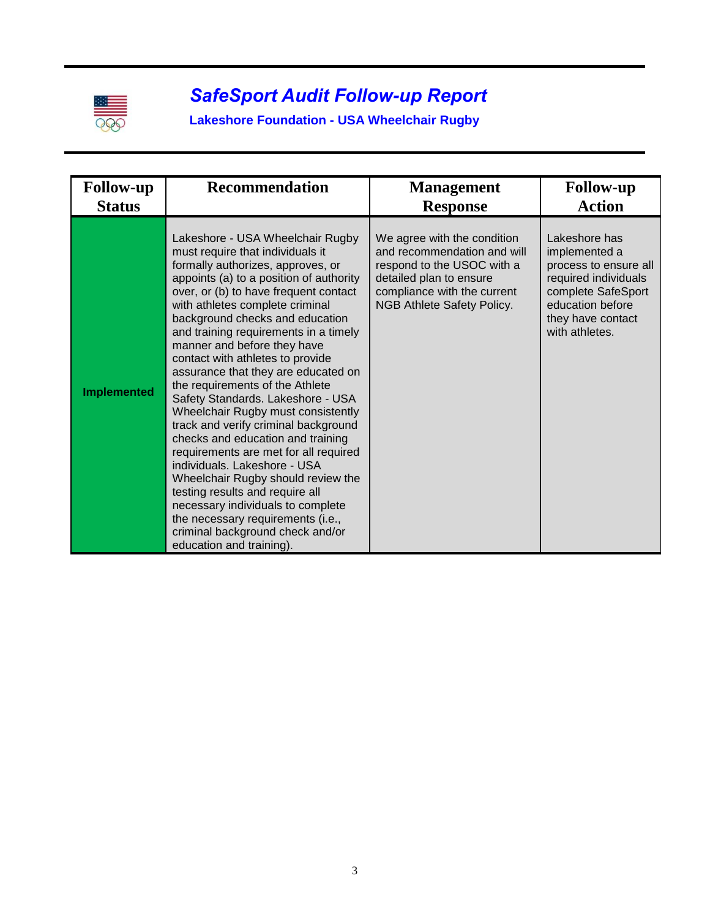# SafeSport Audit Follow-up Report

## Lakeshore Foundation - USA Wheelchair Rugby

| Follow-up Status | Recommendation | Management Response | Follow-up Action |
| --- | --- | --- | --- |
| Implemented | Lakeshore - USA Wheelchair Rugby must require that individuals it formally authorizes, approves, or appoints (a) to a position of authority over, or (b) to have frequent contact with athletes complete criminal background checks and education and training requirements in a timely manner and before they have contact with athletes to provide assurance that they are educated on the requirements of the Athlete Safety Standards. Lakeshore - USA Wheelchair Rugby must consistently track and verify criminal background checks and education and training requirements are met for all required individuals. Lakeshore - USA Wheelchair Rugby should review the testing results and require all necessary individuals to complete the necessary requirements (i.e., criminal background check and/or education and training). | We agree with the condition and recommendation and will respond to the USOC with a detailed plan to ensure compliance with the current NGB Athlete Safety Policy. | Lakeshore has implemented a process to ensure all required individuals complete SafeSport education before they have contact with athletes. |